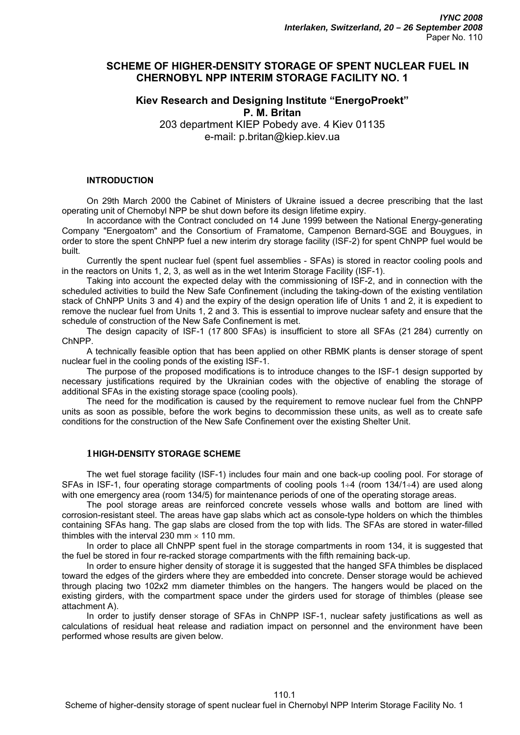# SCHEME OF HIGHER-DENSITY STORAGE OF SPENT NUCLEAR FUEL IN CHERNOBYL NPP INTERIM STORAGE FACILITY NO. 1

**Kiev Research and Designing Institute "EnergoProekt"**
**P. M. Britan**
203 department KIEP Pobedy ave. 4 Kiev 01135
e-mail: p.britan@kiep.kiev.ua

## INTRODUCTION

On 29th March 2000 the Cabinet of Ministers of Ukraine issued a decree prescribing that the last operating unit of Chernobyl NPP be shut down before its design lifetime expiry.

In accordance with the Contract concluded on 14 June 1999 between the National Energy-generating Company "Energoatom" and the Consortium of Framatome, Campenon Bernard-SGE and Bouygues, in order to store the spent ChNPP fuel a new interim dry storage facility (ISF-2) for spent ChNPP fuel would be built.

Currently the spent nuclear fuel (spent fuel assemblies - SFAs) is stored in reactor cooling pools and in the reactors on Units 1, 2, 3, as well as in the wet Interim Storage Facility (ISF-1).

Taking into account the expected delay with the commissioning of ISF-2, and in connection with the scheduled activities to build the New Safe Confinement (including the taking-down of the existing ventilation stack of ChNPP Units 3 and 4) and the expiry of the design operation life of Units 1 and 2, it is expedient to remove the nuclear fuel from Units 1, 2 and 3. This is essential to improve nuclear safety and ensure that the schedule of construction of the New Safe Confinement is met.

The design capacity of ISF-1 (17 800 SFAs) is insufficient to store all SFAs (21 284) currently on ChNPP.

A technically feasible option that has been applied on other RBMK plants is denser storage of spent nuclear fuel in the cooling ponds of the existing ISF-1.

The purpose of the proposed modifications is to introduce changes to the ISF-1 design supported by necessary justifications required by the Ukrainian codes with the objective of enabling the storage of additional SFAs in the existing storage space (cooling pools).

The need for the modification is caused by the requirement to remove nuclear fuel from the ChNPP units as soon as possible, before the work begins to decommission these units, as well as to create safe conditions for the construction of the New Safe Confinement over the existing Shelter Unit.

## 1 HIGH-DENSITY STORAGE SCHEME

The wet fuel storage facility (ISF-1) includes four main and one back-up cooling pool. For storage of SFAs in ISF-1, four operating storage compartments of cooling pools 1÷4 (room 134/1÷4) are used along with one emergency area (room 134/5) for maintenance periods of one of the operating storage areas.

The pool storage areas are reinforced concrete vessels whose walls and bottom are lined with corrosion-resistant steel. The areas have gap slabs which act as console-type holders on which the thimbles containing SFAs hang. The gap slabs are closed from the top with lids. The SFAs are stored in water-filled thimbles with the interval 230 mm × 110 mm.

In order to place all ChNPP spent fuel in the storage compartments in room 134, it is suggested that the fuel be stored in four re-racked storage compartments with the fifth remaining back-up.

In order to ensure higher density of storage it is suggested that the hanged SFA thimbles be displaced toward the edges of the girders where they are embedded into concrete. Denser storage would be achieved through placing two 102x2 mm diameter thimbles on the hangers. The hangers would be placed on the existing girders, with the compartment space under the girders used for storage of thimbles (please see attachment A).

In order to justify denser storage of SFAs in ChNPP ISF-1, nuclear safety justifications as well as calculations of residual heat release and radiation impact on personnel and the environment have been performed whose results are given below.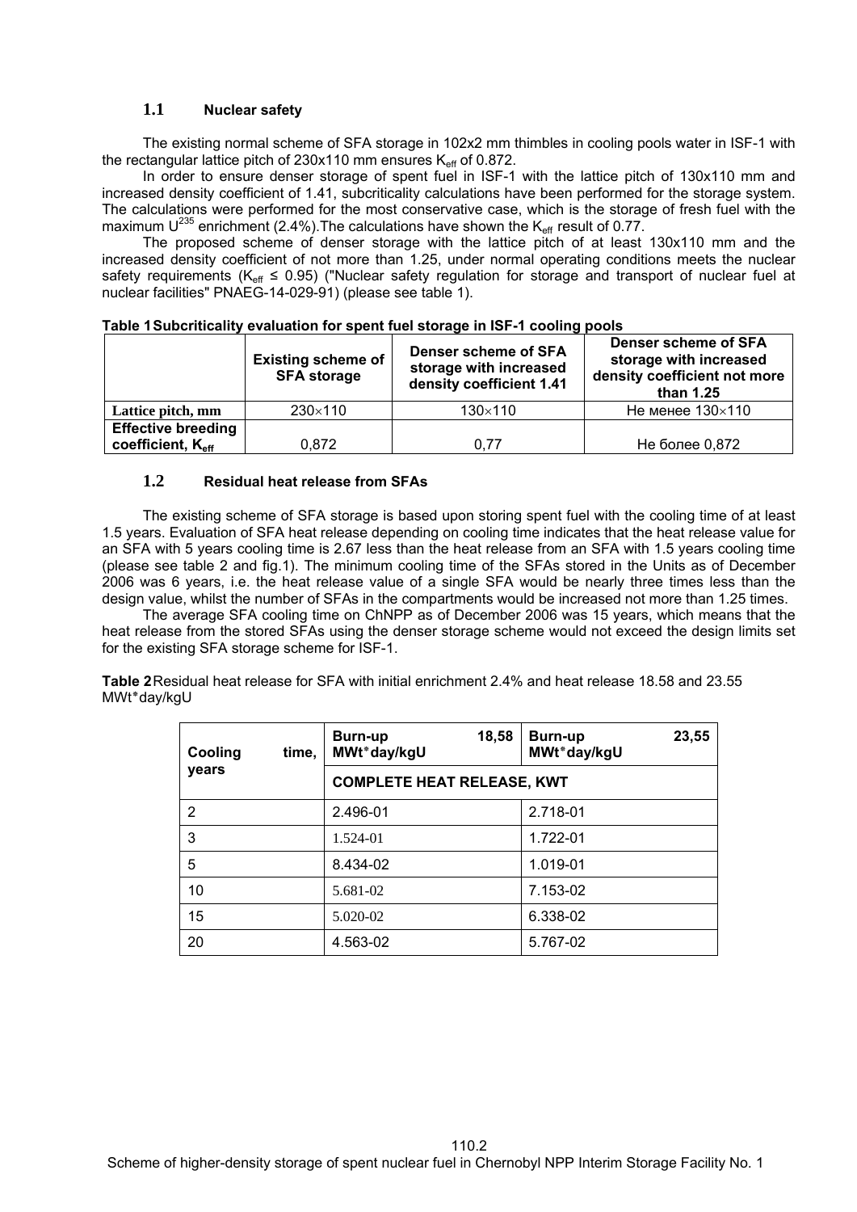## 1.1 Nuclear safety

The existing normal scheme of SFA storage in 102x2 mm thimbles in cooling pools water in ISF-1 with the rectangular lattice pitch of 230x110 mm ensures $K_{eff}$ of 0.872.

In order to ensure denser storage of spent fuel in ISF-1 with the lattice pitch of 130x110 mm and increased density coefficient of 1.41, subcriticality calculations have been performed for the storage system. The calculations were performed for the most conservative case, which is the storage of fresh fuel with the maximum $U^{235}$ enrichment (2.4%).The calculations have shown the $K_{eff}$ result of 0.77.

The proposed scheme of denser storage with the lattice pitch of at least 130x110 mm and the increased density coefficient of not more than 1.25, under normal operating conditions meets the nuclear safety requirements ($K_{eff} \leq 0.95$) ("Nuclear safety regulation for storage and transport of nuclear fuel at nuclear facilities" PNAEG-14-029-91) (please see table 1).

**Table 1** Subcriticality evaluation for spent fuel storage in ISF-1 cooling pools

| | Existing scheme of SFA storage | Denser scheme of SFA storage with increased density coefficient 1.41 | Denser scheme of SFA storage with increased density coefficient not more than 1.25 |
|---|---|---|---|
| Lattice pitch, mm | 230×110 | 130×110 | Не менее 130×110 |
| Effective breeding coefficient, $K_{eff}$ | 0,872 | 0,77 | Не более 0,872 |

## 1.2 Residual heat release from SFAs

The existing scheme of SFA storage is based upon storing spent fuel with the cooling time of at least 1.5 years. Evaluation of SFA heat release depending on cooling time indicates that the heat release value for an SFA with 5 years cooling time is 2.67 less than the heat release from an SFA with 1.5 years cooling time (please see table 2 and fig.1). The minimum cooling time of the SFAs stored in the Units as of December 2006 was 6 years, i.e. the heat release value of a single SFA would be nearly three times less than the design value, whilst the number of SFAs in the compartments would be increased not more than 1.25 times.

The average SFA cooling time on ChNPP as of December 2006 was 15 years, which means that the heat release from the stored SFAs using the denser storage scheme would not exceed the design limits set for the existing SFA storage scheme for ISF-1.

**Table 2** Residual heat release for SFA with initial enrichment 2.4% and heat release 18.58 and 23.55 MWt*day/kgU

| Cooling time, years | Burn-up 18,58 MWt*day/kgU | Burn-up 23,55 MWt*day/kgU |
|---|---|---|
| | COMPLETE HEAT RELEASE, KWT | |
| 2 | 2.496-01 | 2.718-01 |
| 3 | 1.524-01 | 1.722-01 |
| 5 | 8.434-02 | 1.019-01 |
| 10 | 5.681-02 | 7.153-02 |
| 15 | 5.020-02 | 6.338-02 |
| 20 | 4.563-02 | 5.767-02 |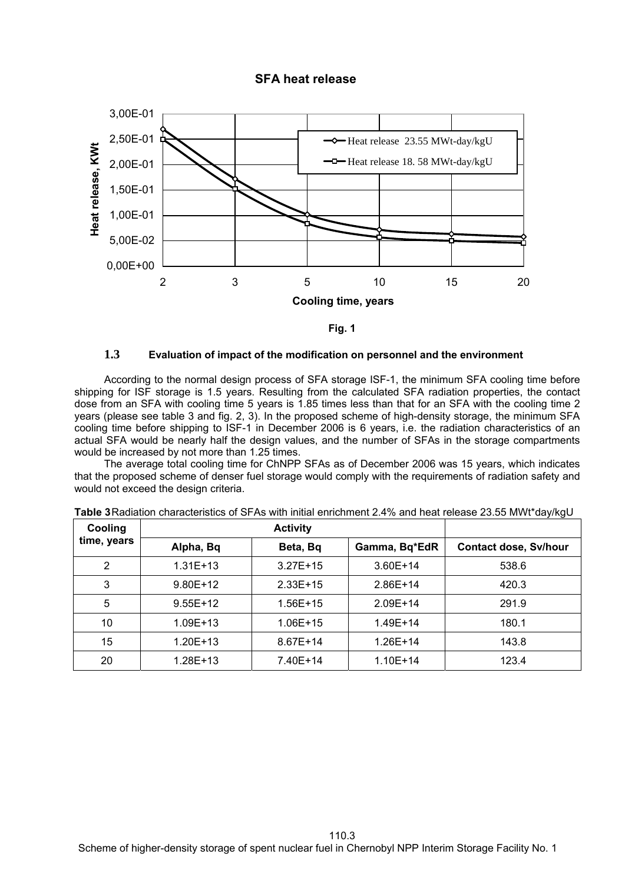**SFA heat release**

| Cooling time, years | 2 | 3 | 5 | 10 | 15 | 20 |
|---|---|---|---|---|---|---|

Heat release, KWt — Heat release 23.55 MWt-day/kgU; Heat release 18. 58 MWt-day/kgU

**Fig. 1**

## 1.3 Evaluation of impact of the modification on personnel and the environment

According to the normal design process of SFA storage ISF-1, the minimum SFA cooling time before shipping for ISF storage is 1.5 years. Resulting from the calculated SFA radiation properties, the contact dose from an SFA with cooling time 5 years is 1.85 times less than that for an SFA with the cooling time 2 years (please see table 3 and fig. 2, 3). In the proposed scheme of high-density storage, the minimum SFA cooling time before shipping to ISF-1 in December 2006 is 6 years, i.e. the radiation characteristics of an actual SFA would be nearly half the design values, and the number of SFAs in the storage compartments would be increased by not more than 1.25 times.

The average total cooling time for ChNPP SFAs as of December 2006 was 15 years, which indicates that the proposed scheme of denser fuel storage would comply with the requirements of radiation safety and would not exceed the design criteria.

**Table 3** Radiation characteristics of SFAs with initial enrichment 2.4% and heat release 23.55 MWt*day/kgU

| Cooling time, years | Activity | | | Contact dose, Sv/hour |
|---|---|---|---|---|
| | Alpha, Bq | Beta, Bq | Gamma, Bq*EdR | |
| 2 | 1.31E+13 | 3.27E+15 | 3.60E+14 | 538.6 |
| 3 | 9.80E+12 | 2.33E+15 | 2.86E+14 | 420.3 |
| 5 | 9.55E+12 | 1.56E+15 | 2.09E+14 | 291.9 |
| 10 | 1.09E+13 | 1.06E+15 | 1.49E+14 | 180.1 |
| 15 | 1.20E+13 | 8.67E+14 | 1.26E+14 | 143.8 |
| 20 | 1.28E+13 | 7.40E+14 | 1.10E+14 | 123.4 |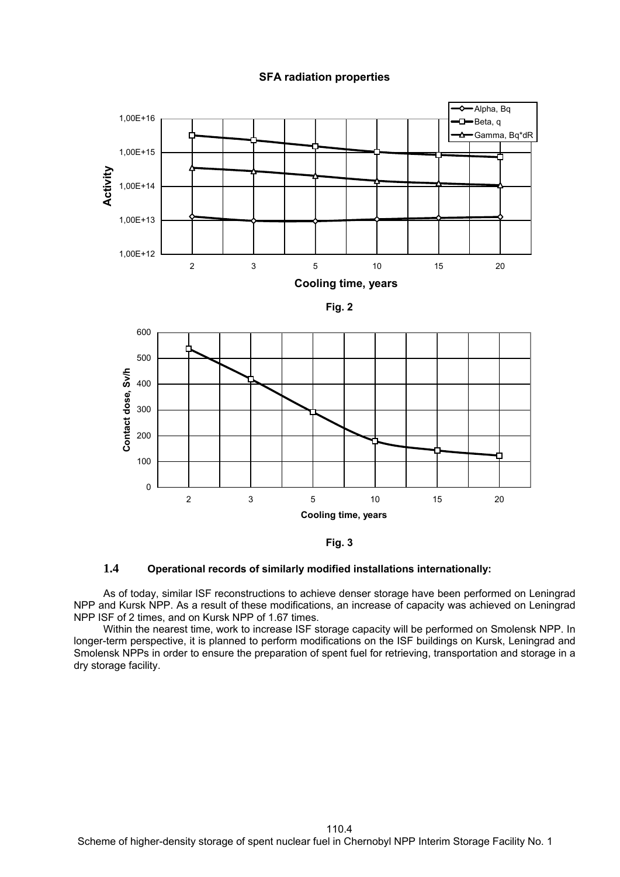**SFA radiation properties**

**Fig. 2**

**Fig. 3**

## 1.4 Operational records of similarly modified installations internationally:

As of today, similar ISF reconstructions to achieve denser storage have been performed on Leningrad NPP and Kursk NPP. As a result of these modifications, an increase of capacity was achieved on Leningrad NPP ISF of 2 times, and on Kursk NPP of 1.67 times.

Within the nearest time, work to increase ISF storage capacity will be performed on Smolensk NPP. In longer-term perspective, it is planned to perform modifications on the ISF buildings on Kursk, Leningrad and Smolensk NPPs in order to ensure the preparation of spent fuel for retrieving, transportation and storage in a dry storage facility.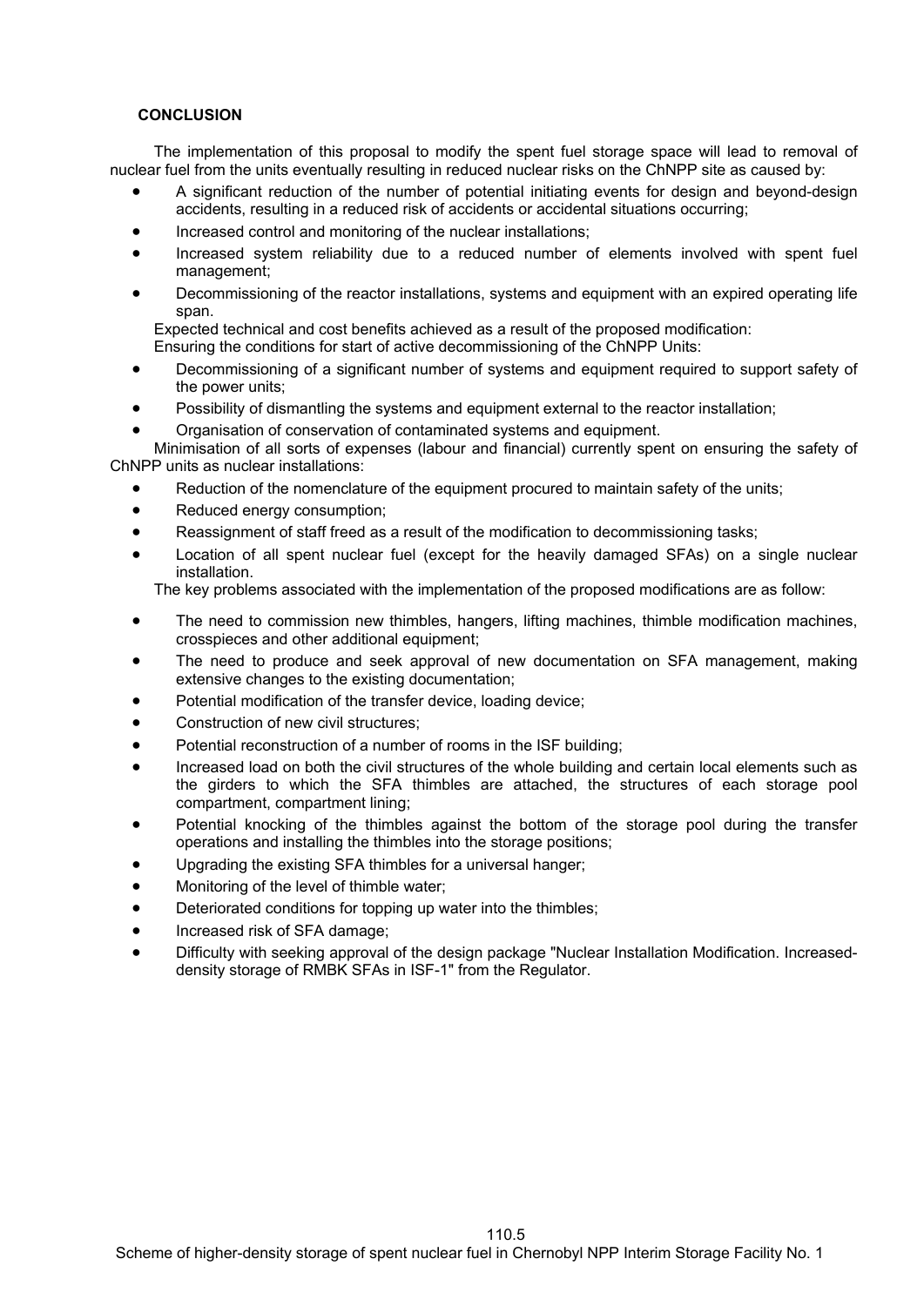## CONCLUSION

The implementation of this proposal to modify the spent fuel storage space will lead to removal of nuclear fuel from the units eventually resulting in reduced nuclear risks on the ChNPP site as caused by:

- A significant reduction of the number of potential initiating events for design and beyond-design accidents, resulting in a reduced risk of accidents or accidental situations occurring;
- Increased control and monitoring of the nuclear installations;
- Increased system reliability due to a reduced number of elements involved with spent fuel management;
- Decommissioning of the reactor installations, systems and equipment with an expired operating life span.

Expected technical and cost benefits achieved as a result of the proposed modification:
Ensuring the conditions for start of active decommissioning of the ChNPP Units:

- Decommissioning of a significant number of systems and equipment required to support safety of the power units;
- Possibility of dismantling the systems and equipment external to the reactor installation;
- Organisation of conservation of contaminated systems and equipment.

Minimisation of all sorts of expenses (labour and financial) currently spent on ensuring the safety of ChNPP units as nuclear installations:

- Reduction of the nomenclature of the equipment procured to maintain safety of the units;
- Reduced energy consumption;
- Reassignment of staff freed as a result of the modification to decommissioning tasks;
- Location of all spent nuclear fuel (except for the heavily damaged SFAs) on a single nuclear installation.

The key problems associated with the implementation of the proposed modifications are as follow:

- The need to commission new thimbles, hangers, lifting machines, thimble modification machines, crosspieces and other additional equipment;
- The need to produce and seek approval of new documentation on SFA management, making extensive changes to the existing documentation;
- Potential modification of the transfer device, loading device;
- Construction of new civil structures;
- Potential reconstruction of a number of rooms in the ISF building;
- Increased load on both the civil structures of the whole building and certain local elements such as the girders to which the SFA thimbles are attached, the structures of each storage pool compartment, compartment lining;
- Potential knocking of the thimbles against the bottom of the storage pool during the transfer operations and installing the thimbles into the storage positions;
- Upgrading the existing SFA thimbles for a universal hanger;
- Monitoring of the level of thimble water;
- Deteriorated conditions for topping up water into the thimbles;
- Increased risk of SFA damage;
- Difficulty with seeking approval of the design package "Nuclear Installation Modification. Increased-density storage of RMBK SFAs in ISF-1" from the Regulator.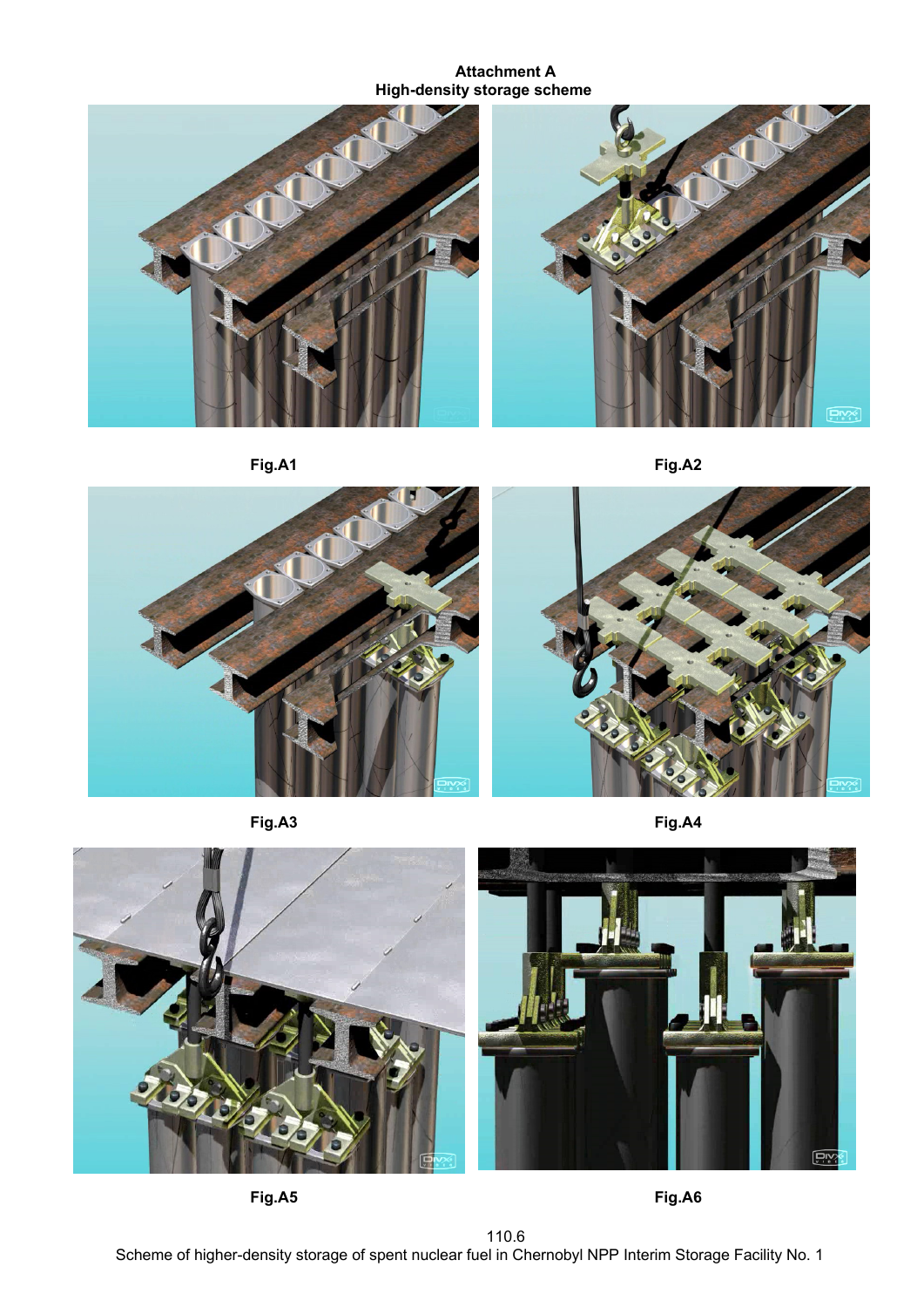**Attachment A**
**High-density storage scheme**

**Fig.A1**

**Fig.A2**

**Fig.A3**

**Fig.A4**

**Fig.A5**

**Fig.A6**

110.6
Scheme of higher-density storage of spent nuclear fuel in Chernobyl NPP Interim Storage Facility No. 1